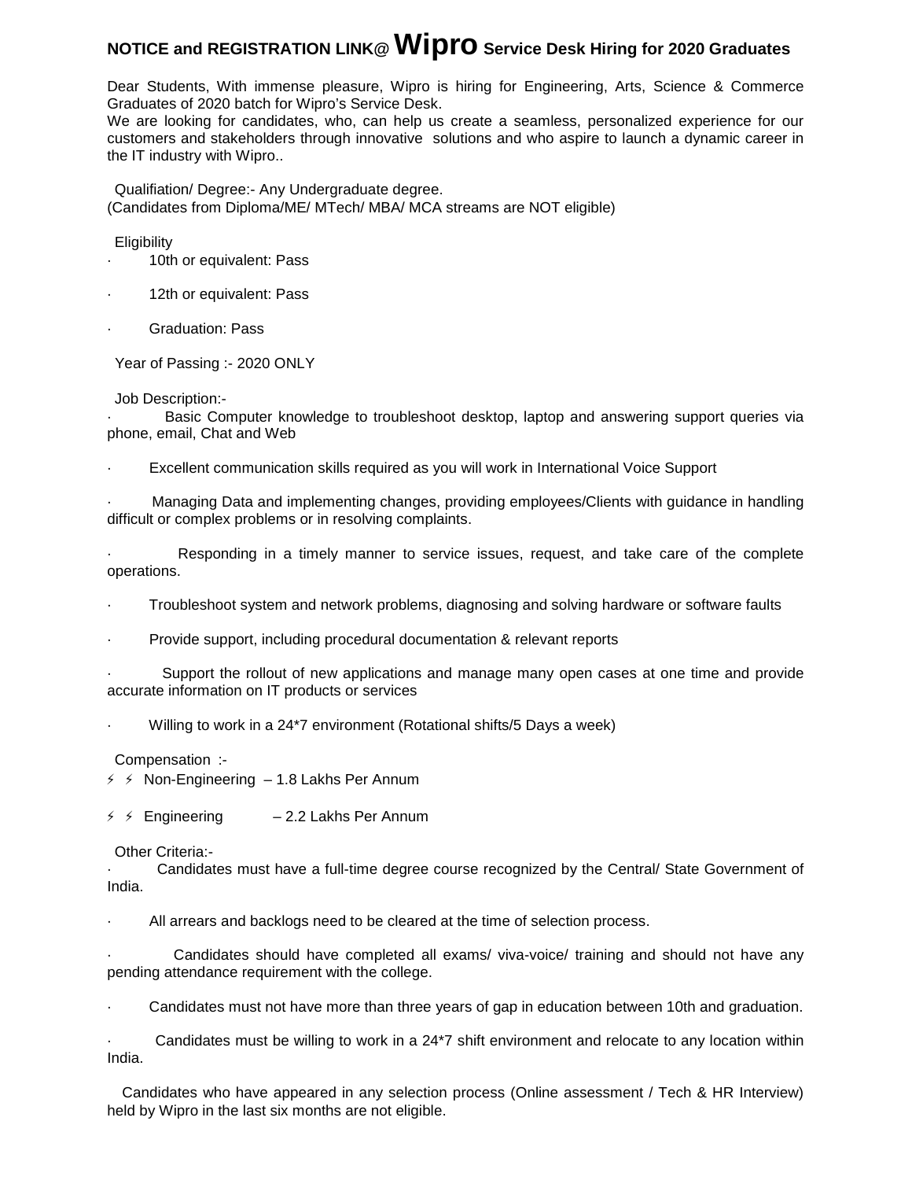# NOTICE and REGISTRATION LINK@ Wipro Service Desk Hiring for 2020 Graduates

Dear Students, With immense pleasure, Wipro is hiring for Engineering, Arts, Science & Commerce Graduates of 2020 batch for Wipro's Service Desk.
We are looking for candidates, who, can help us create a seamless, personalized experience for our customers and stakeholders through innovative solutions and who aspire to launch a dynamic career in the IT industry with Wipro..

Qualifiation/ Degree:- Any Undergraduate degree.
(Candidates from Diploma/ME/ MTech/ MBA/ MCA streams are NOT eligible)

Eligibility

- 10th or equivalent: Pass
- 12th or equivalent: Pass
- Graduation: Pass

Year of Passing :- 2020 ONLY

Job Description:-

- Basic Computer knowledge to troubleshoot desktop, laptop and answering support queries via phone, email, Chat and Web
- Excellent communication skills required as you will work in International Voice Support
- Managing Data and implementing changes, providing employees/Clients with guidance in handling difficult or complex problems or in resolving complaints.
- Responding in a timely manner to service issues, request, and take care of the complete operations.
- Troubleshoot system and network problems, diagnosing and solving hardware or software faults
- Provide support, including procedural documentation & relevant reports
- Support the rollout of new applications and manage many open cases at one time and provide accurate information on IT products or services
- Willing to work in a 24*7 environment (Rotational shifts/5 Days a week)

Compensation :-

⚡ ⚡ Non-Engineering – 1.8 Lakhs Per Annum

⚡ ⚡ Engineering – 2.2 Lakhs Per Annum

Other Criteria:-

- Candidates must have a full-time degree course recognized by the Central/ State Government of India.
- All arrears and backlogs need to be cleared at the time of selection process.
- Candidates should have completed all exams/ viva-voice/ training and should not have any pending attendance requirement with the college.
- Candidates must not have more than three years of gap in education between 10th and graduation.
- Candidates must be willing to work in a 24*7 shift environment and relocate to any location within India.

Candidates who have appeared in any selection process (Online assessment / Tech & HR Interview) held by Wipro in the last six months are not eligible.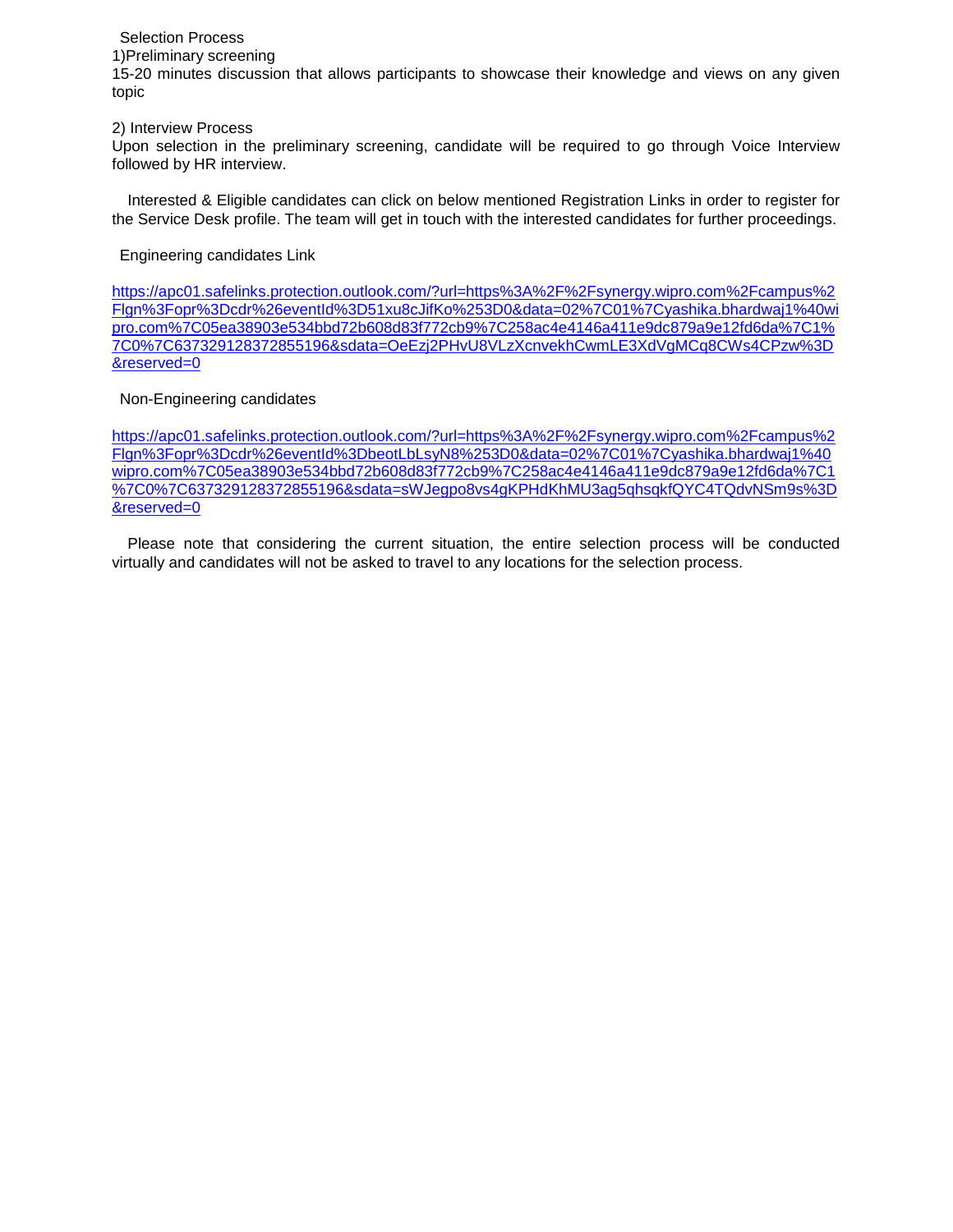Selection Process

1)Preliminary screening

15-20 minutes discussion that allows participants to showcase their knowledge and views on any given topic

2) Interview Process

Upon selection in the preliminary screening, candidate will be required to go through Voice Interview followed by HR interview.

Interested & Eligible candidates can click on below mentioned Registration Links in order to register for the Service Desk profile. The team will get in touch with the interested candidates for further proceedings.

Engineering candidates Link

https://apc01.safelinks.protection.outlook.com/?url=https%3A%2F%2Fsynergy.wipro.com%2Fcampus%2Flgn%3Fopr%3Dcdr%26eventId%3D51xu8cJifKo%253D0&data=02%7C01%7Cyashika.bhardwaj1%40wipro.com%7C05ea38903e534bbd72b608d83f772cb9%7C258ac4e4146a411e9dc879a9e12fd6da%7C1%7C0%7C637329128372855196&sdata=OeEzj2PHvU8VLzXcnvekhCwmLE3XdVgMCq8CWs4CPzw%3D&reserved=0

Non-Engineering candidates

https://apc01.safelinks.protection.outlook.com/?url=https%3A%2F%2Fsynergy.wipro.com%2Fcampus%2Flgn%3Fopr%3Dcdr%26eventId%3DbeotLbLsyN8%253D0&data=02%7C01%7Cyashika.bhardwaj1%40wipro.com%7C05ea38903e534bbd72b608d83f772cb9%7C258ac4e4146a411e9dc879a9e12fd6da%7C1%7C0%7C637329128372855196&sdata=sWJegpo8vs4gKPHdKhMU3ag5qhsqkfQYC4TQdvNSm9s%3D&reserved=0

Please note that considering the current situation, the entire selection process will be conducted virtually and candidates will not be asked to travel to any locations for the selection process.